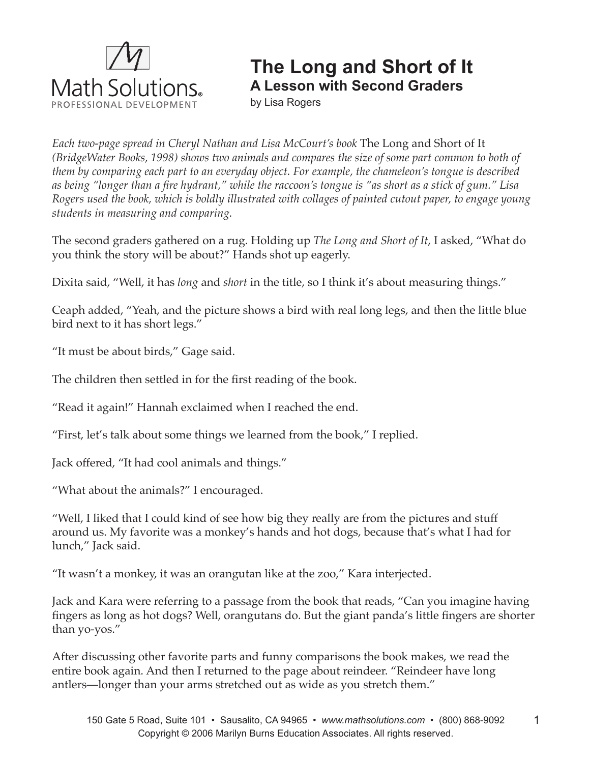Math Solutions®
PROFESSIONAL DEVELOPMENT

# The Long and Short of It

## A Lesson with Second Graders

by Lisa Rogers

*Each two-page spread in Cheryl Nathan and Lisa McCourt's book* The Long and Short of It *(BridgeWater Books, 1998) shows two animals and compares the size of some part common to both of them by comparing each part to an everyday object. For example, the chameleon's tongue is described as being "longer than a fire hydrant," while the raccoon's tongue is "as short as a stick of gum." Lisa Rogers used the book, which is boldly illustrated with collages of painted cutout paper, to engage young students in measuring and comparing.*

The second graders gathered on a rug. Holding up *The Long and Short of It*, I asked, "What do you think the story will be about?" Hands shot up eagerly.

Dixita said, "Well, it has *long* and *short* in the title, so I think it's about measuring things."

Ceaph added, "Yeah, and the picture shows a bird with real long legs, and then the little blue bird next to it has short legs."

"It must be about birds," Gage said.

The children then settled in for the first reading of the book.

"Read it again!" Hannah exclaimed when I reached the end.

"First, let's talk about some things we learned from the book," I replied.

Jack offered, "It had cool animals and things."

"What about the animals?" I encouraged.

"Well, I liked that I could kind of see how big they really are from the pictures and stuff around us. My favorite was a monkey's hands and hot dogs, because that's what I had for lunch," Jack said.

"It wasn't a monkey, it was an orangutan like at the zoo," Kara interjected.

Jack and Kara were referring to a passage from the book that reads, "Can you imagine having fingers as long as hot dogs? Well, orangutans do. But the giant panda's little fingers are shorter than yo-yos."

After discussing other favorite parts and funny comparisons the book makes, we read the entire book again. And then I returned to the page about reindeer. "Reindeer have long antlers—longer than your arms stretched out as wide as you stretch them."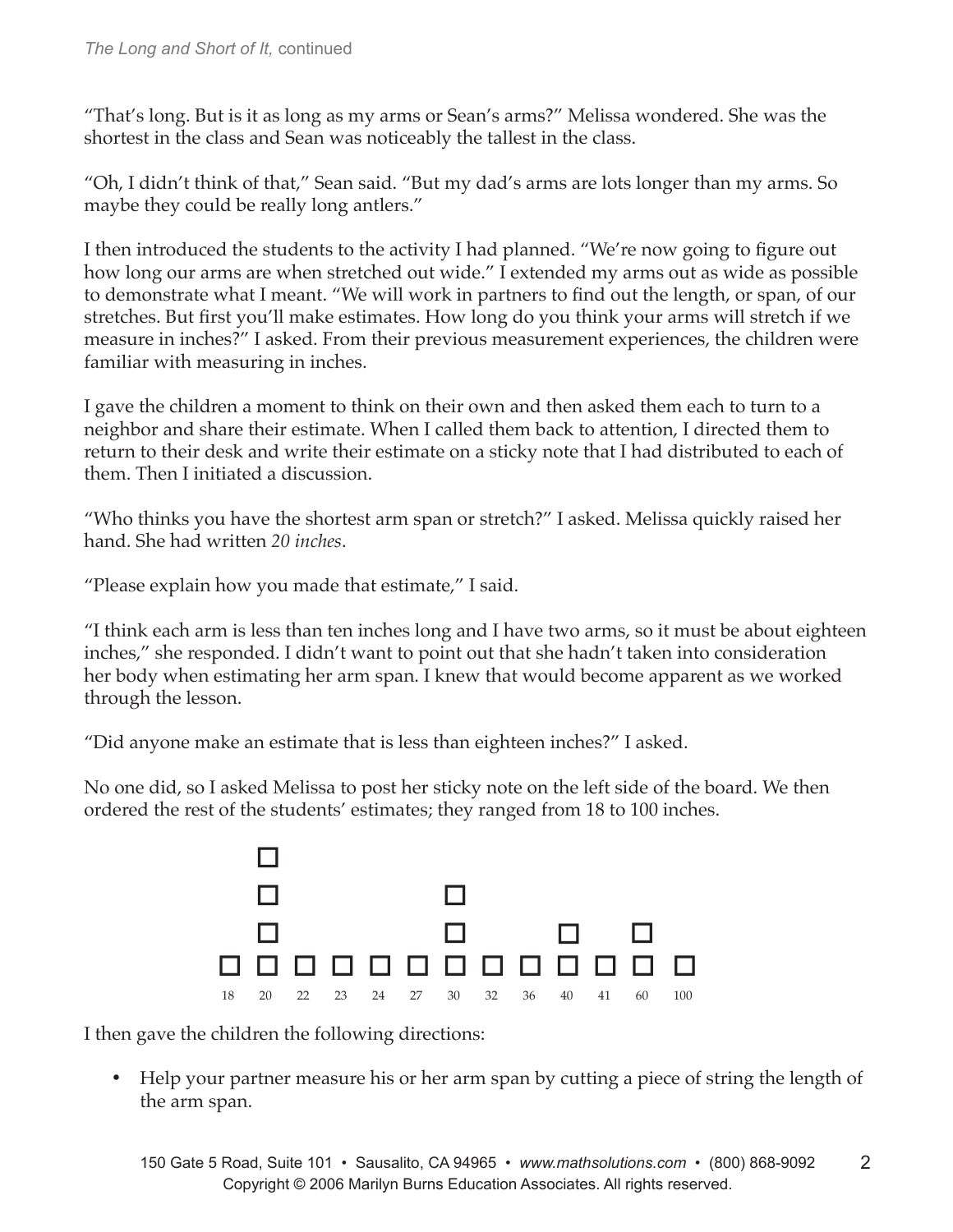"That's long. But is it as long as my arms or Sean's arms?" Melissa wondered. She was the shortest in the class and Sean was noticeably the tallest in the class.

"Oh, I didn't think of that," Sean said. "But my dad's arms are lots longer than my arms. So maybe they could be really long antlers."

I then introduced the students to the activity I had planned. "We're now going to figure out how long our arms are when stretched out wide." I extended my arms out as wide as possible to demonstrate what I meant. "We will work in partners to find out the length, or span, of our stretches. But first you'll make estimates. How long do you think your arms will stretch if we measure in inches?" I asked. From their previous measurement experiences, the children were familiar with measuring in inches.

I gave the children a moment to think on their own and then asked them each to turn to a neighbor and share their estimate. When I called them back to attention, I directed them to return to their desk and write their estimate on a sticky note that I had distributed to each of them. Then I initiated a discussion.

"Who thinks you have the shortest arm span or stretch?" I asked. Melissa quickly raised her hand. She had written *20 inches*.

"Please explain how you made that estimate," I said.

"I think each arm is less than ten inches long and I have two arms, so it must be about eighteen inches," she responded. I didn't want to point out that she hadn't taken into consideration her body when estimating her arm span. I knew that would become apparent as we worked through the lesson.

"Did anyone make an estimate that is less than eighteen inches?" I asked.

No one did, so I asked Melissa to post her sticky note on the left side of the board. We then ordered the rest of the students' estimates; they ranged from 18 to 100 inches.

| | □ | | | | | | | | | | | |
|---|---|---|---|---|---|---|---|---|---|---|---|---|
| | □ | | | | | □ | | | | | | |
| | □ | | | | | □ | | | □ | | □ | |
| □ | □ | □ | □ | □ | □ | □ | □ | □ | □ | □ | □ | □ |
| 18 | 20 | 22 | 23 | 24 | 27 | 30 | 32 | 36 | 40 | 41 | 60 | 100 |

I then gave the children the following directions:

- Help your partner measure his or her arm span by cutting a piece of string the length of the arm span.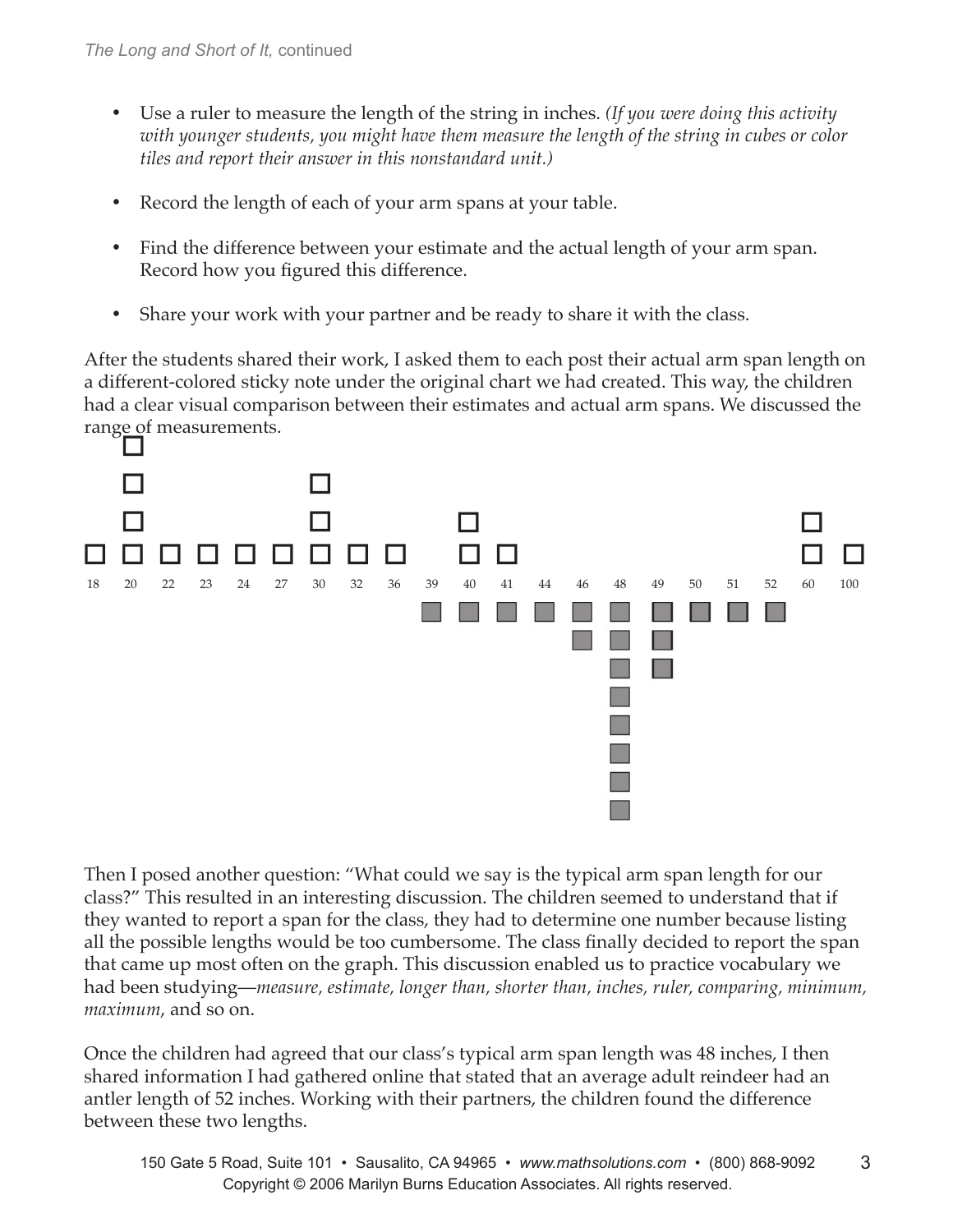- Use a ruler to measure the length of the string in inches. *(If you were doing this activity with younger students, you might have them measure the length of the string in cubes or color tiles and report their answer in this nonstandard unit.)*

- Record the length of each of your arm spans at your table.

- Find the difference between your estimate and the actual length of your arm span. Record how you figured this difference.

- Share your work with your partner and be ready to share it with the class.

After the students shared their work, I asked them to each post their actual arm span length on a different-colored sticky note under the original chart we had created. This way, the children had a clear visual comparison between their estimates and actual arm spans. We discussed the range of measurements.

18 20 22 23 24 27 30 32 36 39 40 41 44 46 48 49 50 51 52 60 100

Then I posed another question: "What could we say is the typical arm span length for our class?" This resulted in an interesting discussion. The children seemed to understand that if they wanted to report a span for the class, they had to determine one number because listing all the possible lengths would be too cumbersome. The class finally decided to report the span that came up most often on the graph. This discussion enabled us to practice vocabulary we had been studying—*measure, estimate, longer than, shorter than, inches, ruler, comparing, minimum, maximum*, and so on.

Once the children had agreed that our class's typical arm span length was 48 inches, I then shared information I had gathered online that stated that an average adult reindeer had an antler length of 52 inches. Working with their partners, the children found the difference between these two lengths.